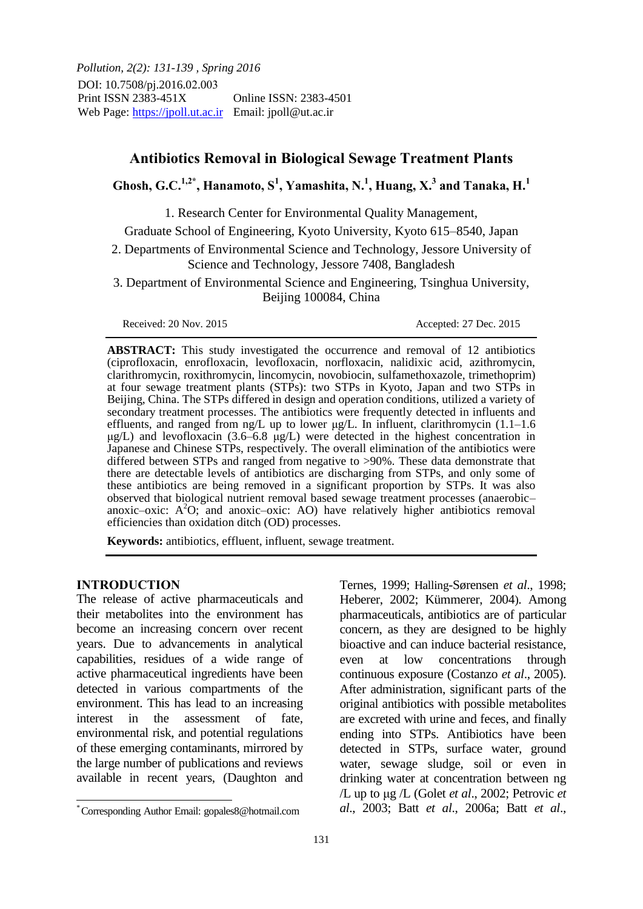Pollution, 2(2): 131-139 , Spring 2016
DOI: 10.7508/pj.2016.02.003
Print ISSN 2383-451X Online ISSN: 2383-4501
Web Page: https://jpoll.ut.ac.ir Email: jpoll@ut.ac.ir

# Antibiotics Removal in Biological Sewage Treatment Plants

**Ghosh, G.C.[1,2*], Hanamoto, S[1], Yamashita, N.[1], Huang, X.[3] and Tanaka, H.[1]**

1. Research Center for Environmental Quality Management, Graduate School of Engineering, Kyoto University, Kyoto 615–8540, Japan
2. Departments of Environmental Science and Technology, Jessore University of Science and Technology, Jessore 7408, Bangladesh
3. Department of Environmental Science and Engineering, Tsinghua University, Beijing 100084, China

Received: 20 Nov. 2015 Accepted: 27 Dec. 2015

**ABSTRACT:** This study investigated the occurrence and removal of 12 antibiotics (ciprofloxacin, enrofloxacin, levofloxacin, norfloxacin, nalidixic acid, azithromycin, clarithromycin, roxithromycin, lincomycin, novobiocin, sulfamethoxazole, trimethoprim) at four sewage treatment plants (STPs): two STPs in Kyoto, Japan and two STPs in Beijing, China. The STPs differed in design and operation conditions, utilized a variety of secondary treatment processes. The antibiotics were frequently detected in influents and effluents, and ranged from ng/L up to lower μg/L. In influent, clarithromycin (1.1–1.6 μg/L) and levofloxacin (3.6–6.8 μg/L) were detected in the highest concentration in Japanese and Chinese STPs, respectively. The overall elimination of the antibiotics were differed between STPs and ranged from negative to >90%. These data demonstrate that there are detectable levels of antibiotics are discharging from STPs, and only some of these antibiotics are being removed in a significant proportion by STPs. It was also observed that biological nutrient removal based sewage treatment processes (anaerobic–anoxic–oxic: $A^2O$; and anoxic–oxic: AO) have relatively higher antibiotics removal efficiencies than oxidation ditch (OD) processes.

**Keywords:** antibiotics, effluent, influent, sewage treatment.

## INTRODUCTION

The release of active pharmaceuticals and their metabolites into the environment has become an increasing concern over recent years. Due to advancements in analytical capabilities, residues of a wide range of active pharmaceutical ingredients have been detected in various compartments of the environment. This has lead to an increasing interest in the assessment of fate, environmental risk, and potential regulations of these emerging contaminants, mirrored by the large number of publications and reviews available in recent years, (Daughton and Ternes, 1999; Halling-Sørensen *et al*., 1998; Heberer, 2002; Kümmerer, 2004). Among pharmaceuticals, antibiotics are of particular concern, as they are designed to be highly bioactive and can induce bacterial resistance, even at low concentrations through continuous exposure (Costanzo *et al*., 2005). After administration, significant parts of the original antibiotics with possible metabolites are excreted with urine and feces, and finally ending into STPs. Antibiotics have been detected in STPs, surface water, ground water, sewage sludge, soil or even in drinking water at concentration between ng /L up to μg /L (Golet *et al*., 2002; Petrovic *et al*., 2003; Batt *et al*., 2006a; Batt *et al*.,

[*] Corresponding Author Email: gopales8@hotmail.com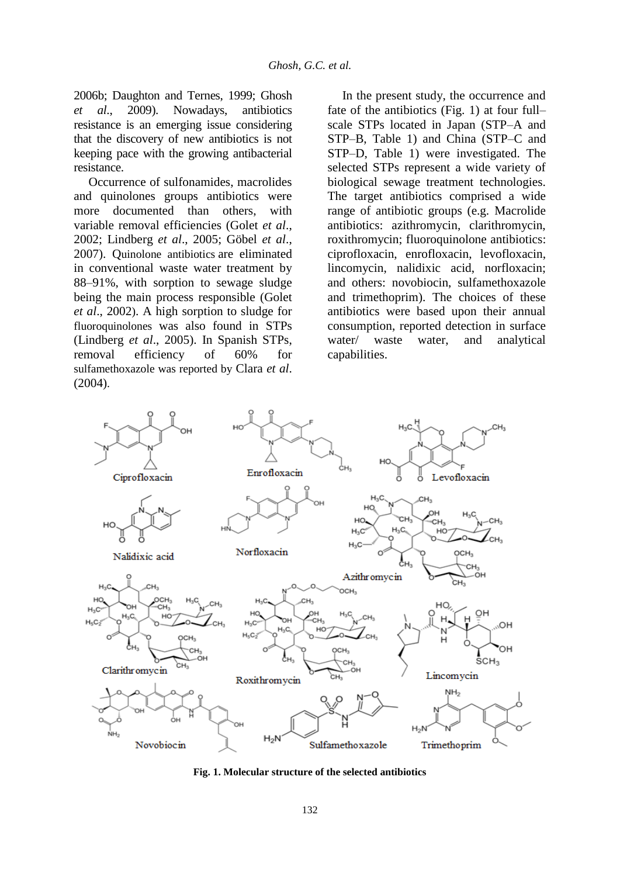2006b; Daughton and Ternes, 1999; Ghosh *et al*., 2009). Nowadays, antibiotics resistance is an emerging issue considering that the discovery of new antibiotics is not keeping pace with the growing antibacterial resistance.

Occurrence of sulfonamides, macrolides and quinolones groups antibiotics were more documented than others, with variable removal efficiencies (Golet *et al*., 2002; Lindberg *et al*., 2005; Göbel *et al*., 2007). Quinolone antibiotics are eliminated in conventional waste water treatment by 88–91%, with sorption to sewage sludge being the main process responsible (Golet *et al*., 2002). A high sorption to sludge for fluoroquinolones was also found in STPs (Lindberg *et al*., 2005). In Spanish STPs, removal efficiency of 60% for sulfamethoxazole was reported by Clara *et al*. (2004).

In the present study, the occurrence and fate of the antibiotics (Fig. 1) at four full–scale STPs located in Japan (STP–A and STP–B, Table 1) and China (STP–C and STP–D, Table 1) were investigated. The selected STPs represent a wide variety of biological sewage treatment technologies. The target antibiotics comprised a wide range of antibiotic groups (e.g. Macrolide antibiotics: azithromycin, clarithromycin, roxithromycin; fluoroquinolone antibiotics: ciprofloxacin, enrofloxacin, levofloxacin, lincomycin, nalidixic acid, norfloxacin; and others: novobiocin, sulfamethoxazole and trimethoprim). The choices of these antibiotics were based upon their annual consumption, reported detection in surface water/ waste water, and analytical capabilities.

**Fig. 1. Molecular structure of the selected antibiotics**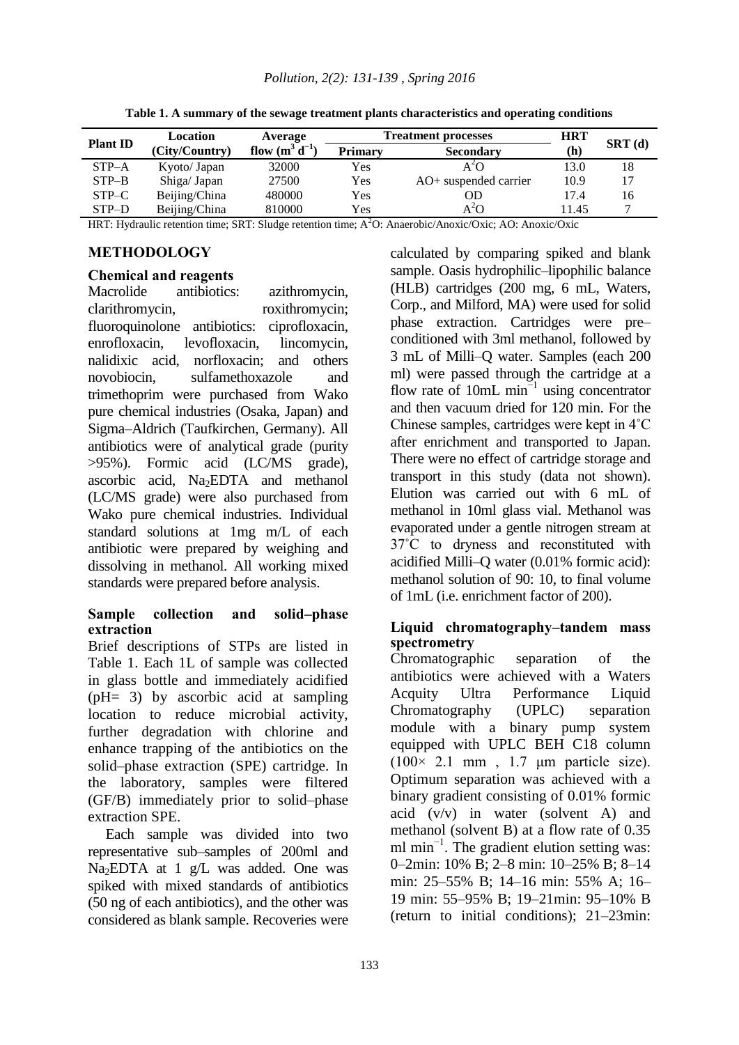**Table 1. A summary of the sewage treatment plants characteristics and operating conditions**

| Plant ID | Location (City/Country) | Average flow ($m^3$ $d^{-1}$) | Treatment processes | | HRT (h) | SRT (d) |
|---|---|---|---|---|---|---|
| | | | Primary | Secondary | | |
| STP–A | Kyoto/ Japan | 32000 | Yes | $A^2O$ | 13.0 | 18 |
| STP–B | Shiga/ Japan | 27500 | Yes | AO+ suspended carrier | 10.9 | 17 |
| STP–C | Beijing/China | 480000 | Yes | OD | 17.4 | 16 |
| STP–D | Beijing/China | 810000 | Yes | $A^2O$ | 11.45 | 7 |

HRT: Hydraulic retention time; SRT: Sludge retention time; $A^2O$: Anaerobic/Anoxic/Oxic; AO: Anoxic/Oxic

## METHODOLOGY

### Chemical and reagents

Macrolide antibiotics: azithromycin, clarithromycin, roxithromycin; fluoroquinolone antibiotics: ciprofloxacin, enrofloxacin, levofloxacin, lincomycin, nalidixic acid, norfloxacin; and others novobiocin, sulfamethoxazole and trimethoprim were purchased from Wako pure chemical industries (Osaka, Japan) and Sigma–Aldrich (Taufkirchen, Germany). All antibiotics were of analytical grade (purity >95%). Formic acid (LC/MS grade), ascorbic acid, $Na_2EDTA$ and methanol (LC/MS grade) were also purchased from Wako pure chemical industries. Individual standard solutions at 1mg m/L of each antibiotic were prepared by weighing and dissolving in methanol. All working mixed standards were prepared before analysis.

### Sample collection and solid–phase extraction

Brief descriptions of STPs are listed in Table 1. Each 1L of sample was collected in glass bottle and immediately acidified (pH= 3) by ascorbic acid at sampling location to reduce microbial activity, further degradation with chlorine and enhance trapping of the antibiotics on the solid–phase extraction (SPE) cartridge. In the laboratory, samples were filtered (GF/B) immediately prior to solid–phase extraction SPE.

Each sample was divided into two representative sub–samples of 200ml and $Na_2EDTA$ at 1 g/L was added. One was spiked with mixed standards of antibiotics (50 ng of each antibiotics), and the other was considered as blank sample. Recoveries were calculated by comparing spiked and blank sample. Oasis hydrophilic–lipophilic balance (HLB) cartridges (200 mg, 6 mL, Waters, Corp., and Milford, MA) were used for solid phase extraction. Cartridges were pre–conditioned with 3ml methanol, followed by 3 mL of Milli–Q water. Samples (each 200 ml) were passed through the cartridge at a flow rate of 10mL $min^{-1}$ using concentrator and then vacuum dried for 120 min. For the Chinese samples, cartridges were kept in 4˚C after enrichment and transported to Japan. There were no effect of cartridge storage and transport in this study (data not shown). Elution was carried out with 6 mL of methanol in 10ml glass vial. Methanol was evaporated under a gentle nitrogen stream at 37˚C to dryness and reconstituted with acidified Milli–Q water (0.01% formic acid): methanol solution of 90: 10, to final volume of 1mL (i.e. enrichment factor of 200).

### Liquid chromatography–tandem mass spectrometry

Chromatographic separation of the antibiotics were achieved with a Waters Acquity Ultra Performance Liquid Chromatography (UPLC) separation module with a binary pump system equipped with UPLC BEH C18 column (100× 2.1 mm , 1.7 μm particle size). Optimum separation was achieved with a binary gradient consisting of 0.01% formic acid (v/v) in water (solvent A) and methanol (solvent B) at a flow rate of 0.35 ml $min^{-1}$. The gradient elution setting was: 0–2min: 10% B; 2–8 min: 10–25% B; 8–14 min: 25–55% B; 14–16 min: 55% A; 16–19 min: 55–95% B; 19–21min: 95–10% B (return to initial conditions); 21–23min: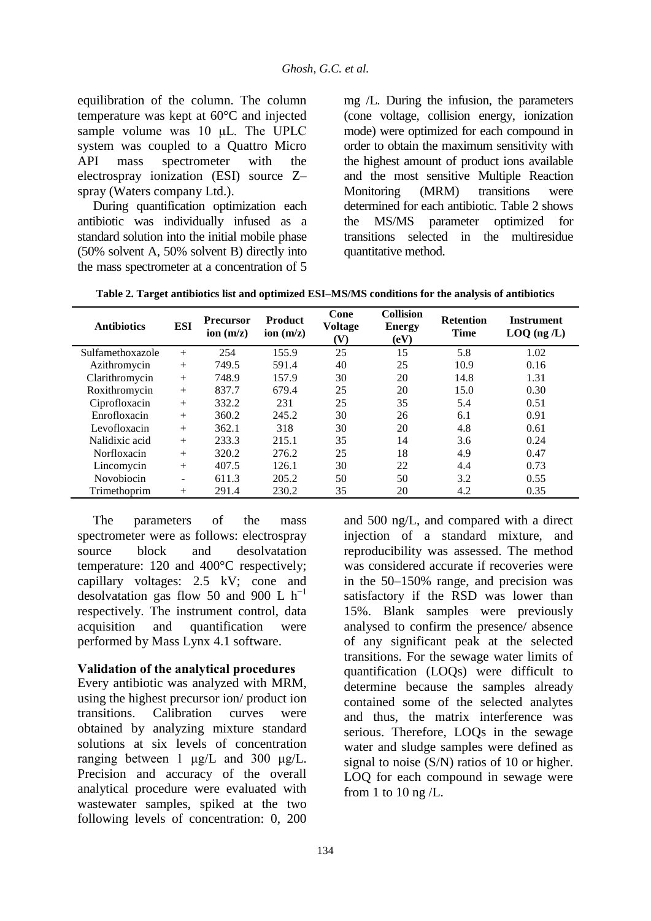equilibration of the column. The column temperature was kept at 60°C and injected sample volume was 10 μL. The UPLC system was coupled to a Quattro Micro API mass spectrometer with the electrospray ionization (ESI) source Z–spray (Waters company Ltd.).

During quantification optimization each antibiotic was individually infused as a standard solution into the initial mobile phase (50% solvent A, 50% solvent B) directly into the mass spectrometer at a concentration of 5 mg /L. During the infusion, the parameters (cone voltage, collision energy, ionization mode) were optimized for each compound in order to obtain the maximum sensitivity with the highest amount of product ions available and the most sensitive Multiple Reaction Monitoring (MRM) transitions were determined for each antibiotic. Table 2 shows the MS/MS parameter optimized for transitions selected in the multiresidue quantitative method.

**Table 2. Target antibiotics list and optimized ESI–MS/MS conditions for the analysis of antibiotics**

| Antibiotics | ESI | Precursor ion (m/z) | Product ion (m/z) | Cone Voltage (V) | Collision Energy (eV) | Retention Time | Instrument LOQ (ng /L) |
|---|---|---|---|---|---|---|---|
| Sulfamethoxazole | + | 254 | 155.9 | 25 | 15 | 5.8 | 1.02 |
| Azithromycin | + | 749.5 | 591.4 | 40 | 25 | 10.9 | 0.16 |
| Clarithromycin | + | 748.9 | 157.9 | 30 | 20 | 14.8 | 1.31 |
| Roxithromycin | + | 837.7 | 679.4 | 25 | 20 | 15.0 | 0.30 |
| Ciprofloxacin | + | 332.2 | 231 | 25 | 35 | 5.4 | 0.51 |
| Enrofloxacin | + | 360.2 | 245.2 | 30 | 26 | 6.1 | 0.91 |
| Levofloxacin | + | 362.1 | 318 | 30 | 20 | 4.8 | 0.61 |
| Nalidixic acid | + | 233.3 | 215.1 | 35 | 14 | 3.6 | 0.24 |
| Norfloxacin | + | 320.2 | 276.2 | 25 | 18 | 4.9 | 0.47 |
| Lincomycin | + | 407.5 | 126.1 | 30 | 22 | 4.4 | 0.73 |
| Novobiocin | - | 611.3 | 205.2 | 50 | 50 | 3.2 | 0.55 |
| Trimethoprim | + | 291.4 | 230.2 | 35 | 20 | 4.2 | 0.35 |

The parameters of the mass spectrometer were as follows: electrospray source block and desolvatation temperature: 120 and 400°C respectively; capillary voltages: 2.5 kV; cone and desolvatation gas flow 50 and 900 L $h^{-1}$ respectively. The instrument control, data acquisition and quantification were performed by Mass Lynx 4.1 software.

### Validation of the analytical procedures

Every antibiotic was analyzed with MRM, using the highest precursor ion/ product ion transitions. Calibration curves were obtained by analyzing mixture standard solutions at six levels of concentration ranging between 1 μg/L and 300 μg/L. Precision and accuracy of the overall analytical procedure were evaluated with wastewater samples, spiked at the two following levels of concentration: 0, 200 and 500 ng/L, and compared with a direct injection of a standard mixture, and reproducibility was assessed. The method was considered accurate if recoveries were in the 50–150% range, and precision was satisfactory if the RSD was lower than 15%. Blank samples were previously analysed to confirm the presence/ absence of any significant peak at the selected transitions. For the sewage water limits of quantification (LOQs) were difficult to determine because the samples already contained some of the selected analytes and thus, the matrix interference was serious. Therefore, LOQs in the sewage water and sludge samples were defined as signal to noise (S/N) ratios of 10 or higher. LOQ for each compound in sewage were from 1 to 10 ng /L.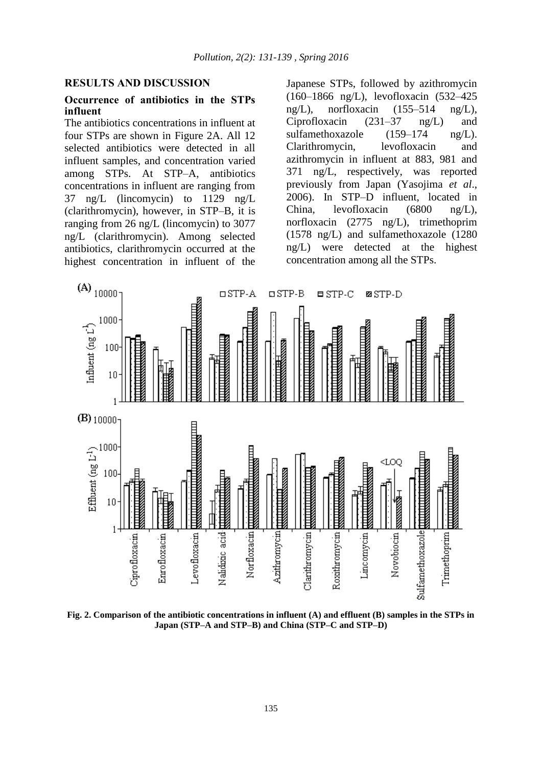## RESULTS AND DISCUSSION

### Occurrence of antibiotics in the STPs influent

The antibiotics concentrations in influent at four STPs are shown in Figure 2A. All 12 selected antibiotics were detected in all influent samples, and concentration varied among STPs. At STP–A, antibiotics concentrations in influent are ranging from 37 ng/L (lincomycin) to 1129 ng/L (clarithromycin), however, in STP–B, it is ranging from 26 ng/L (lincomycin) to 3077 ng/L (clarithromycin). Among selected antibiotics, clarithromycin occurred at the highest concentration in influent of the Japanese STPs, followed by azithromycin (160–1866 ng/L), levofloxacin (532–425 ng/L), norfloxacin (155–514 ng/L), Ciprofloxacin (231–37 ng/L) and sulfamethoxazole (159–174 ng/L). Clarithromycin, levofloxacin and azithromycin in influent at 883, 981 and 371 ng/L, respectively, was reported previously from Japan (Yasojima *et al*., 2006). In STP–D influent, located in China, levofloxacin (6800 ng/L), norfloxacin (2775 ng/L), trimethoprim (1578 ng/L) and sulfamethoxazole (1280 ng/L) were detected at the highest concentration among all the STPs.

**Fig. 2. Comparison of the antibiotic concentrations in influent (A) and effluent (B) samples in the STPs in Japan (STP–A and STP–B) and China (STP–C and STP–D)**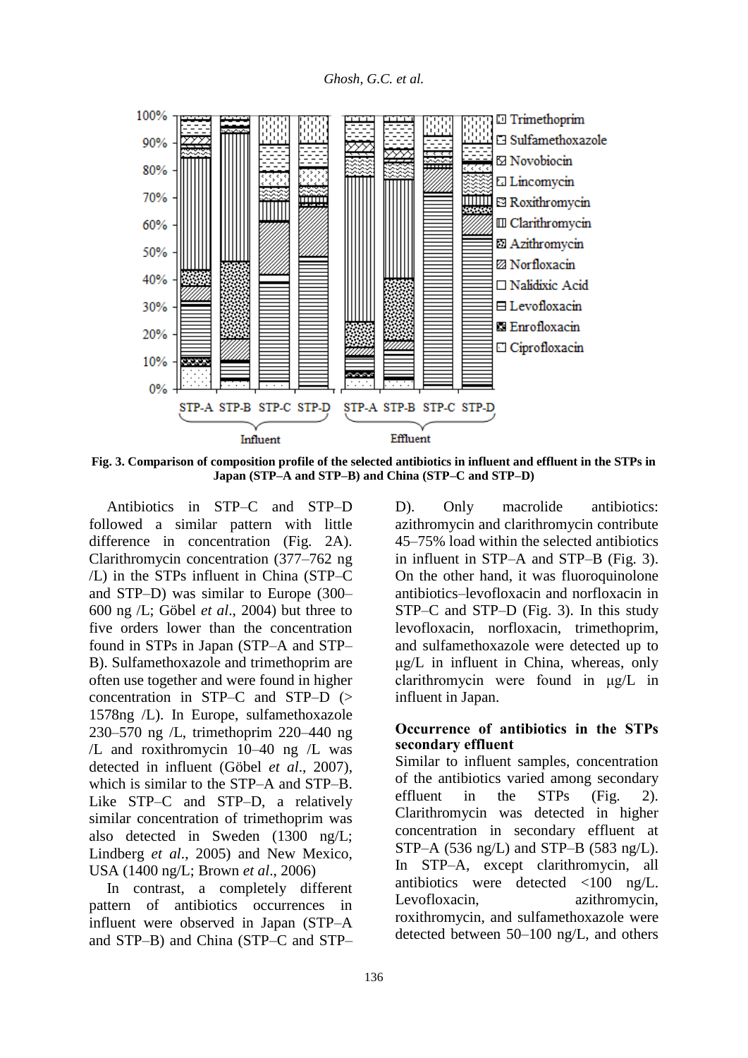Fig. 3. Comparison of composition profile of the selected antibiotics in influent and effluent in the STPs in Japan (STP–A and STP–B) and China (STP–C and STP–D)

Antibiotics in STP–C and STP–D followed a similar pattern with little difference in concentration (Fig. 2A). Clarithromycin concentration (377–762 ng /L) in the STPs influent in China (STP–C and STP–D) was similar to Europe (300–600 ng /L; Göbel *et al*., 2004) but three to five orders lower than the concentration found in STPs in Japan (STP–A and STP–B). Sulfamethoxazole and trimethoprim are often use together and were found in higher concentration in STP–C and STP–D (> 1578ng /L). In Europe, sulfamethoxazole 230–570 ng /L, trimethoprim 220–440 ng /L and roxithromycin 10–40 ng /L was detected in influent (Göbel *et al*., 2007), which is similar to the STP–A and STP–B. Like STP–C and STP–D, a relatively similar concentration of trimethoprim was also detected in Sweden (1300 ng/L; Lindberg *et al*., 2005) and New Mexico, USA (1400 ng/L; Brown *et al*., 2006)

In contrast, a completely different pattern of antibiotics occurrences in influent were observed in Japan (STP–A and STP–B) and China (STP–C and STP–D). Only macrolide antibiotics: azithromycin and clarithromycin contribute 45–75% load within the selected antibiotics in influent in STP–A and STP–B (Fig. 3). On the other hand, it was fluoroquinolone antibiotics–levofloxacin and norfloxacin in STP–C and STP–D (Fig. 3). In this study levofloxacin, norfloxacin, trimethoprim, and sulfamethoxazole were detected up to μg/L in influent in China, whereas, only clarithromycin were found in μg/L in influent in Japan.

**Occurrence of antibiotics in the STPs secondary effluent**

Similar to influent samples, concentration of the antibiotics varied among secondary effluent in the STPs (Fig. 2). Clarithromycin was detected in higher concentration in secondary effluent at STP–A (536 ng/L) and STP–B (583 ng/L). In STP–A, except clarithromycin, all antibiotics were detected <100 ng/L. Levofloxacin, azithromycin, roxithromycin, and sulfamethoxazole were detected between 50–100 ng/L, and others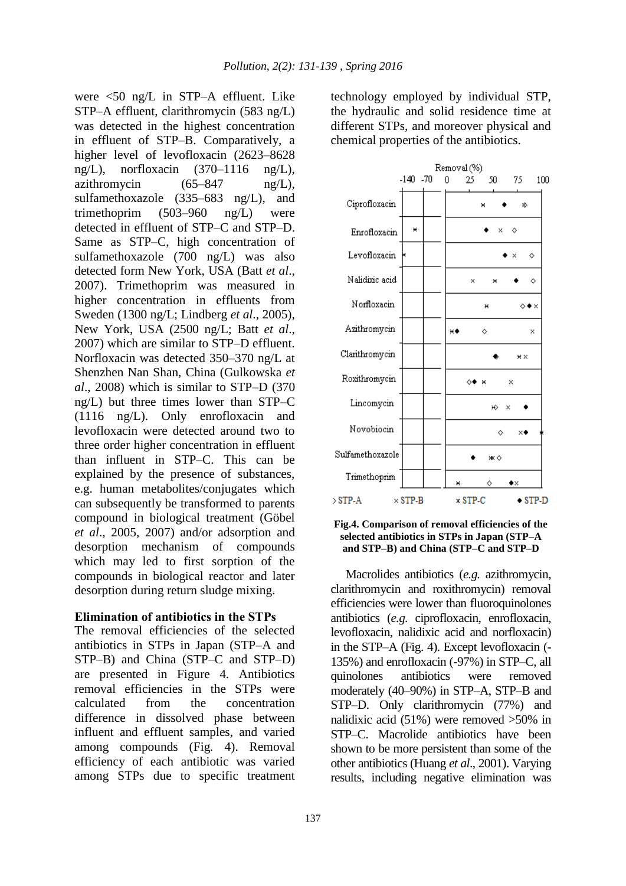were <50 ng/L in STP–A effluent. Like STP–A effluent, clarithromycin (583 ng/L) was detected in the highest concentration in effluent of STP–B. Comparatively, a higher level of levofloxacin (2623–8628 ng/L), norfloxacin (370–1116 ng/L), azithromycin (65–847 ng/L), sulfamethoxazole (335–683 ng/L), and trimethoprim (503–960 ng/L) were detected in effluent of STP–C and STP–D. Same as STP–C, high concentration of sulfamethoxazole (700 ng/L) was also detected form New York, USA (Batt *et al*., 2007). Trimethoprim was measured in higher concentration in effluents from Sweden (1300 ng/L; Lindberg *et al*., 2005), New York, USA (2500 ng/L; Batt *et al*., 2007) which are similar to STP–D effluent. Norfloxacin was detected 350–370 ng/L at Shenzhen Nan Shan, China (Gulkowska *et al*., 2008) which is similar to STP–D (370 ng/L) but three times lower than STP–C (1116 ng/L). Only enrofloxacin and levofloxacin were detected around two to three order higher concentration in effluent than influent in STP–C. This can be explained by the presence of substances, e.g. human metabolites/conjugates which can subsequently be transformed to parents compound in biological treatment (Göbel *et al*., 2005, 2007) and/or adsorption and desorption mechanism of compounds which may led to first sorption of the compounds in biological reactor and later desorption during return sludge mixing.

### Elimination of antibiotics in the STPs

The removal efficiencies of the selected antibiotics in STPs in Japan (STP–A and STP–B) and China (STP–C and STP–D) are presented in Figure 4. Antibiotics removal efficiencies in the STPs were calculated from the concentration difference in dissolved phase between influent and effluent samples, and varied among compounds (Fig. 4). Removal efficiency of each antibiotic was varied among STPs due to specific treatment technology employed by individual STP, the hydraulic and solid residence time at different STPs, and moreover physical and chemical properties of the antibiotics.

**Fig.4. Comparison of removal efficiencies of the selected antibiotics in STPs in Japan (STP–A and STP–B) and China (STP–C and STP–D**

Macrolides antibiotics (*e.g.* azithromycin, clarithromycin and roxithromycin) removal efficiencies were lower than fluoroquinolones antibiotics (*e.g.* ciprofloxacin, enrofloxacin, levofloxacin, nalidixic acid and norfloxacin) in the STP–A (Fig. 4). Except levofloxacin (-135%) and enrofloxacin (-97%) in STP–C, all quinolones antibiotics were removed moderately (40–90%) in STP–A, STP–B and STP–D. Only clarithromycin (77%) and nalidixic acid (51%) were removed >50% in STP–C. Macrolide antibiotics have been shown to be more persistent than some of the other antibiotics (Huang *et al*., 2001). Varying results, including negative elimination was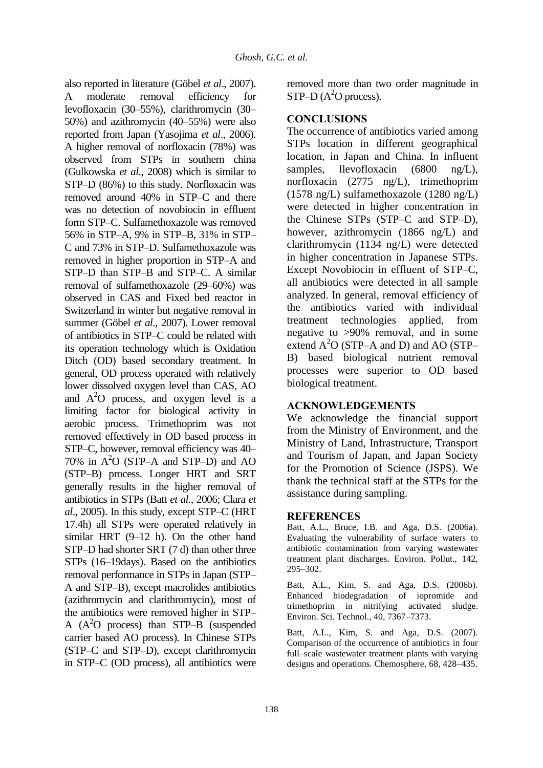also reported in literature (Göbel *et al*., 2007). A moderate removal efficiency for levofloxacin (30–55%), clarithromycin (30–50%) and azithromycin (40–55%) were also reported from Japan (Yasojima *et al*., 2006). A higher removal of norfloxacin (78%) was observed from STPs in southern china (Gulkowska *et al*., 2008) which is similar to STP–D (86%) to this study. Norfloxacin was removed around 40% in STP–C and there was no detection of novobiocin in effluent form STP–C. Sulfamethoxazole was removed 56% in STP–A, 9% in STP–B, 31% in STP–C and 73% in STP–D. Sulfamethoxazole was removed in higher proportion in STP–A and STP–D than STP–B and STP–C. A similar removal of sulfamethoxazole (29–60%) was observed in CAS and Fixed bed reactor in Switzerland in winter but negative removal in summer (Göbel *et al*., 2007). Lower removal of antibiotics in STP–C could be related with its operation technology which is Oxidation Ditch (OD) based secondary treatment. In general, OD process operated with relatively lower dissolved oxygen level than CAS, AO and $A^2O$ process, and oxygen level is a limiting factor for biological activity in aerobic process. Trimethoprim was not removed effectively in OD based process in STP–C, however, removal efficiency was 40–70% in $A^2O$ (STP–A and STP–D) and AO (STP–B) process. Longer HRT and SRT generally results in the higher removal of antibiotics in STPs (Batt *et al*., 2006; Clara *et al*., 2005). In this study, except STP–C (HRT 17.4h) all STPs were operated relatively in similar HRT (9–12 h). On the other hand STP–D had shorter SRT (7 d) than other three STPs (16–19days). Based on the antibiotics removal performance in STPs in Japan (STP–A and STP–B), except macrolides antibiotics (azithromycin and clarithromycin), most of the antibiotics were removed higher in STP–A ($A^2O$ process) than STP–B (suspended carrier based AO process). In Chinese STPs (STP–C and STP–D), except clarithromycin in STP–C (OD process), all antibiotics were removed more than two order magnitude in STP–D ($A^2O$ process).

## CONCLUSIONS

The occurrence of antibiotics varied among STPs location in different geographical location, in Japan and China. In influent samples, llevofloxacin (6800 ng/L), norfloxacin (2775 ng/L), trimethoprim (1578 ng/L) sulfamethoxazole (1280 ng/L) were detected in higher concentration in the Chinese STPs (STP–C and STP–D), however, azithromycin (1866 ng/L) and clarithromycin (1134 ng/L) were detected in higher concentration in Japanese STPs. Except Novobiocin in effluent of STP–C, all antibiotics were detected in all sample analyzed. In general, removal efficiency of the antibiotics varied with individual treatment technologies applied, from negative to >90% removal, and in some extend $A^2O$ (STP–A and D) and AO (STP–B) based biological nutrient removal processes were superior to OD based biological treatment.

## ACKNOWLEDGEMENTS

We acknowledge the financial support from the Ministry of Environment, and the Ministry of Land, Infrastructure, Transport and Tourism of Japan, and Japan Society for the Promotion of Science (JSPS). We thank the technical staff at the STPs for the assistance during sampling.

## REFERENCES

Batt, A.L., Bruce, I.B. and Aga, D.S. (2006a). Evaluating the vulnerability of surface waters to antibiotic contamination from varying wastewater treatment plant discharges. Environ. Pollut., 142, 295–302.

Batt, A.L., Kim, S. and Aga, D.S. (2006b). Enhanced biodegradation of iopromide and trimethoprim in nitrifying activated sludge. Environ. Sci. Technol., 40, 7367–7373.

Batt, A.L., Kim, S. and Aga, D.S. (2007). Comparison of the occurrence of antibiotics in four full–scale wastewater treatment plants with varying designs and operations. Chemosphere, 68, 428–435.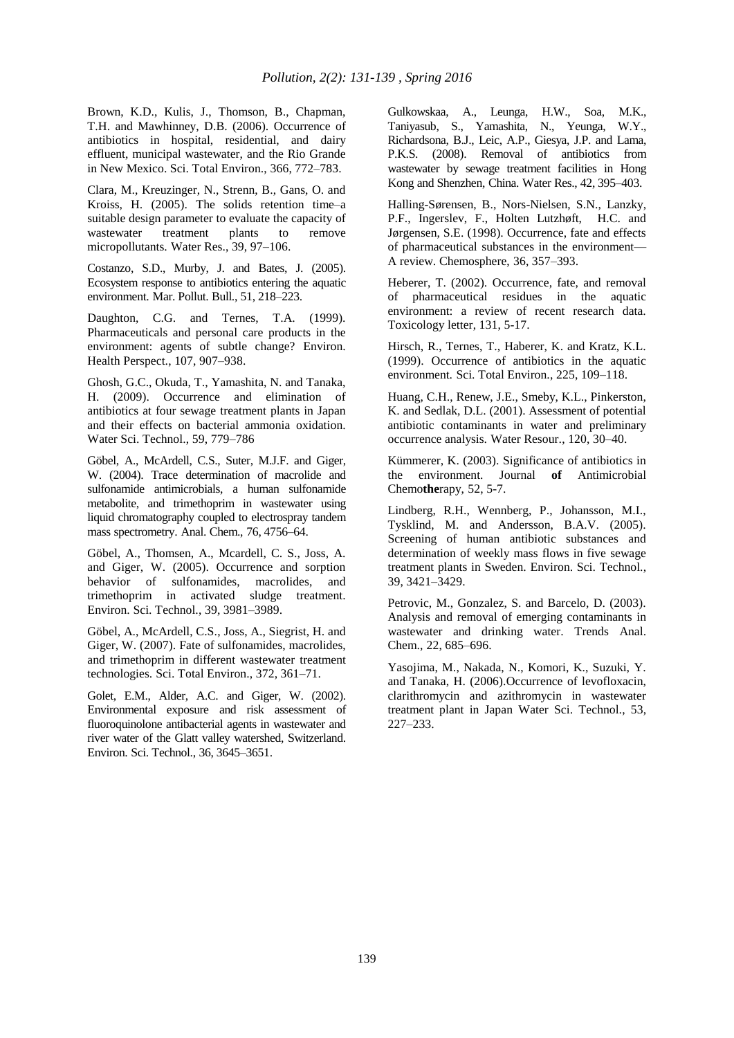Brown, K.D., Kulis, J., Thomson, B., Chapman, T.H. and Mawhinney, D.B. (2006). Occurrence of antibiotics in hospital, residential, and dairy effluent, municipal wastewater, and the Rio Grande in New Mexico. Sci. Total Environ., 366, 772–783.

Clara, M., Kreuzinger, N., Strenn, B., Gans, O. and Kroiss, H. (2005). The solids retention time–a suitable design parameter to evaluate the capacity of wastewater treatment plants to remove micropollutants. Water Res., 39, 97–106.

Costanzo, S.D., Murby, J. and Bates, J. (2005). Ecosystem response to antibiotics entering the aquatic environment. Mar. Pollut. Bull., 51, 218–223.

Daughton, C.G. and Ternes, T.A. (1999). Pharmaceuticals and personal care products in the environment: agents of subtle change? Environ. Health Perspect., 107, 907–938.

Ghosh, G.C., Okuda, T., Yamashita, N. and Tanaka, H. (2009). Occurrence and elimination of antibiotics at four sewage treatment plants in Japan and their effects on bacterial ammonia oxidation. Water Sci. Technol., 59, 779–786

Göbel, A., McArdell, C.S., Suter, M.J.F. and Giger, W. (2004). Trace determination of macrolide and sulfonamide antimicrobials, a human sulfonamide metabolite, and trimethoprim in wastewater using liquid chromatography coupled to electrospray tandem mass spectrometry. Anal. Chem., 76, 4756–64.

Göbel, A., Thomsen, A., Mcardell, C. S., Joss, A. and Giger, W. (2005). Occurrence and sorption behavior of sulfonamides, macrolides, and trimethoprim in activated sludge treatment. Environ. Sci. Technol., 39, 3981–3989.

Göbel, A., McArdell, C.S., Joss, A., Siegrist, H. and Giger, W. (2007). Fate of sulfonamides, macrolides, and trimethoprim in different wastewater treatment technologies. Sci. Total Environ., 372, 361–71.

Golet, E.M., Alder, A.C. and Giger, W. (2002). Environmental exposure and risk assessment of fluoroquinolone antibacterial agents in wastewater and river water of the Glatt valley watershed, Switzerland. Environ. Sci. Technol., 36, 3645–3651.

Gulkowskaa, A., Leunga, H.W., Soa, M.K., Taniyasub, S., Yamashita, N., Yeunga, W.Y., Richardsona, B.J., Leic, A.P., Giesya, J.P. and Lama, P.K.S. (2008). Removal of antibiotics from wastewater by sewage treatment facilities in Hong Kong and Shenzhen, China. Water Res., 42, 395–403.

Halling-Sørensen, B., Nors-Nielsen, S.N., Lanzky, P.F., Ingerslev, F., Holten Lutzhøft, H.C. and Jørgensen, S.E. (1998). Occurrence, fate and effects of pharmaceutical substances in the environment—A review. Chemosphere, 36, 357–393.

Heberer, T. (2002). Occurrence, fate, and removal of pharmaceutical residues in the aquatic environment: a review of recent research data. Toxicology letter, 131, 5-17.

Hirsch, R., Ternes, T., Haberer, K. and Kratz, K.L. (1999). Occurrence of antibiotics in the aquatic environment. Sci. Total Environ., 225, 109–118.

Huang, C.H., Renew, J.E., Smeby, K.L., Pinkerston, K. and Sedlak, D.L. (2001). Assessment of potential antibiotic contaminants in water and preliminary occurrence analysis. Water Resour., 120, 30–40.

Kümmerer, K. (2003). Significance of antibiotics in the environment. Journal **of** Antimicrobial Chemo**the**rapy, 52, 5-7.

Lindberg, R.H., Wennberg, P., Johansson, M.I., Tysklind, M. and Andersson, B.A.V. (2005). Screening of human antibiotic substances and determination of weekly mass flows in five sewage treatment plants in Sweden. Environ. Sci. Technol., 39, 3421–3429.

Petrovic, M., Gonzalez, S. and Barcelo, D. (2003). Analysis and removal of emerging contaminants in wastewater and drinking water. Trends Anal. Chem., 22, 685–696.

Yasojima, M., Nakada, N., Komori, K., Suzuki, Y. and Tanaka, H. (2006).Occurrence of levofloxacin, clarithromycin and azithromycin in wastewater treatment plant in Japan Water Sci. Technol., 53, 227–233.